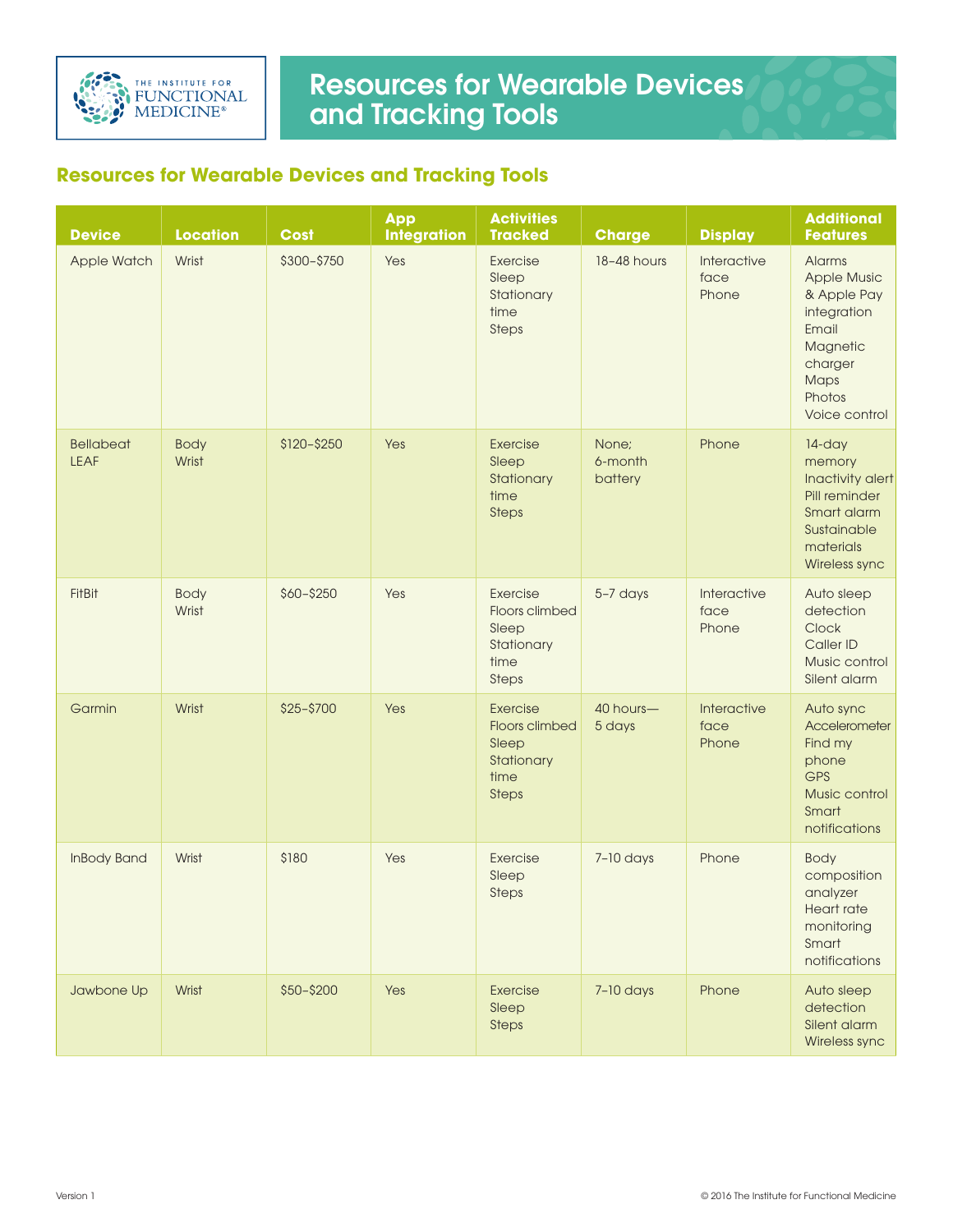# Resources for Wearable Devices and Tracking Tools

## Resources for Wearable Devices and Tracking Tools

| Device | Location | Cost | App Integration | Activities Tracked | Charge | Display | Additional Features |
|---|---|---|---|---|---|---|---|
| Apple Watch | Wrist | $300–$750 | Yes | Exercise<br>Sleep<br>Stationary time<br>Steps | 18–48 hours | Interactive face<br>Phone | Alarms<br>Apple Music & Apple Pay integration<br>Email<br>Magnetic charger<br>Maps<br>Photos<br>Voice control |
| Bellabeat LEAF | Body<br>Wrist | $120–$250 | Yes | Exercise<br>Sleep<br>Stationary time<br>Steps | None; 6-month battery | Phone | 14-day memory<br>Inactivity alert<br>Pill reminder<br>Smart alarm<br>Sustainable materials<br>Wireless sync |
| FitBit | Body<br>Wrist | $60–$250 | Yes | Exercise<br>Floors climbed<br>Sleep<br>Stationary time<br>Steps | 5–7 days | Interactive face<br>Phone | Auto sleep detection<br>Clock<br>Caller ID<br>Music control<br>Silent alarm |
| Garmin | Wrist | $25–$700 | Yes | Exercise<br>Floors climbed<br>Sleep<br>Stationary time<br>Steps | 40 hours—5 days | Interactive face<br>Phone | Auto sync<br>Accelerometer<br>Find my phone<br>GPS<br>Music control<br>Smart notifications |
| InBody Band | Wrist | $180 | Yes | Exercise<br>Sleep<br>Steps | 7–10 days | Phone | Body composition analyzer<br>Heart rate monitoring<br>Smart notifications |
| Jawbone Up | Wrist | $50–$200 | Yes | Exercise<br>Sleep<br>Steps | 7–10 days | Phone | Auto sleep detection<br>Silent alarm<br>Wireless sync |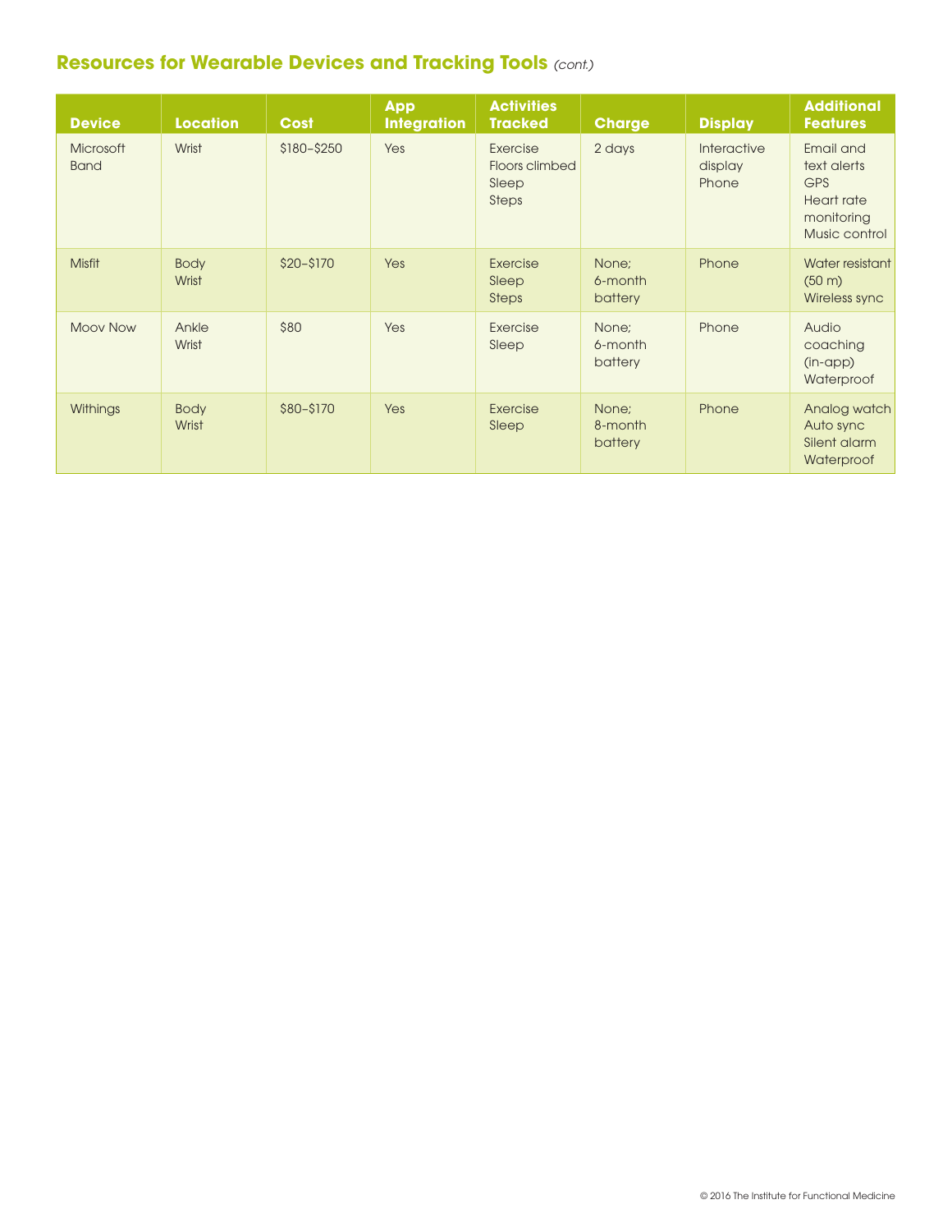## Resources for Wearable Devices and Tracking Tools *(cont.)*

| Device | Location | Cost | App Integration | Activities Tracked | Charge | Display | Additional Features |
| --- | --- | --- | --- | --- | --- | --- | --- |
| Microsoft Band | Wrist | $180–$250 | Yes | Exercise<br>Floors climbed<br>Sleep<br>Steps | 2 days | Interactive display<br>Phone | Email and text alerts<br>GPS<br>Heart rate monitoring<br>Music control |
| Misfit | Body<br>Wrist | $20–$170 | Yes | Exercise<br>Sleep<br>Steps | None; 6-month battery | Phone | Water resistant (50 m)<br>Wireless sync |
| Moov Now | Ankle<br>Wrist | $80 | Yes | Exercise<br>Sleep | None; 6-month battery | Phone | Audio coaching (in-app)<br>Waterproof |
| Withings | Body<br>Wrist | $80–$170 | Yes | Exercise<br>Sleep | None; 8-month battery | Phone | Analog watch<br>Auto sync<br>Silent alarm<br>Waterproof |

© 2016 The Institute for Functional Medicine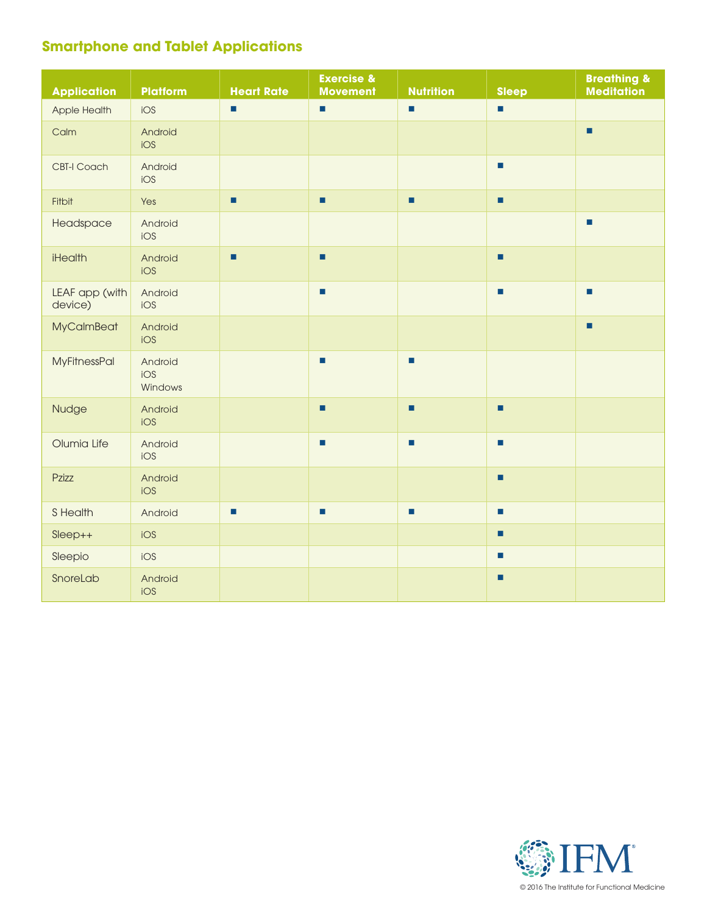## Smartphone and Tablet Applications

| Application | Platform | Heart Rate | Exercise & Movement | Nutrition | Sleep | Breathing & Meditation |
|---|---|---|---|---|---|---|
| Apple Health | iOS | ■ | ■ | ■ | ■ | |
| Calm | Android iOS | | | | | ■ |
| CBT-I Coach | Android iOS | | | | ■ | |
| Fitbit | Yes | ■ | ■ | ■ | ■ | |
| Headspace | Android iOS | | | | | ■ |
| iHealth | Android iOS | ■ | ■ | | ■ | |
| LEAF app (with device) | Android iOS | | ■ | | ■ | ■ |
| MyCalmBeat | Android iOS | | | | | ■ |
| MyFitnessPal | Android iOS Windows | | ■ | ■ | | |
| Nudge | Android iOS | | ■ | ■ | ■ | |
| Olumia Life | Android iOS | | ■ | ■ | ■ | |
| Pzizz | Android iOS | | | | ■ | |
| S Health | Android | ■ | ■ | ■ | ■ | |
| Sleep++ | iOS | | | | ■ | |
| Sleepio | iOS | | | | ■ | |
| SnoreLab | Android iOS | | | | ■ | |

© 2016 The Institute for Functional Medicine